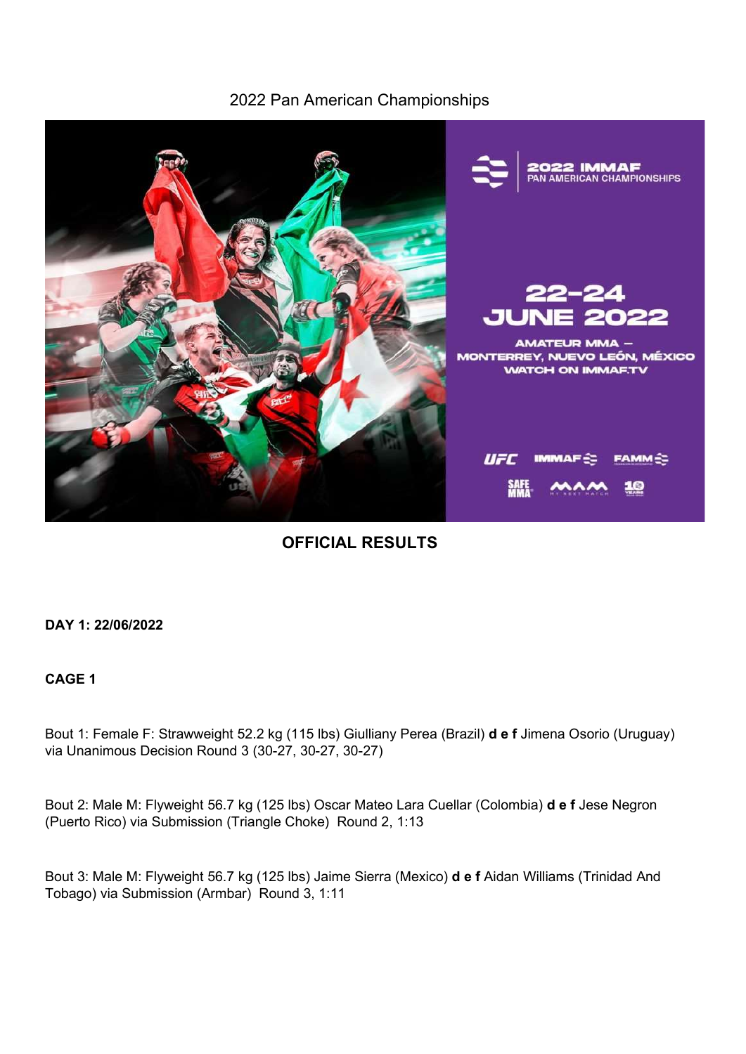# 2022 Pan American Championships

## OFFICIAL RESULTS

**DAY 1: 22/06/2022**

**CAGE 1**

Bout 1: Female F: Strawweight 52.2 kg (115 lbs) Giulliany Perea (Brazil) **d e f** Jimena Osorio (Uruguay) via Unanimous Decision Round 3 (30-27, 30-27, 30-27)

Bout 2: Male M: Flyweight 56.7 kg (125 lbs) Oscar Mateo Lara Cuellar (Colombia) **d e f** Jese Negron (Puerto Rico) via Submission (Triangle Choke) Round 2, 1:13

Bout 3: Male M: Flyweight 56.7 kg (125 lbs) Jaime Sierra (Mexico) **d e f** Aidan Williams (Trinidad And Tobago) via Submission (Armbar) Round 3, 1:11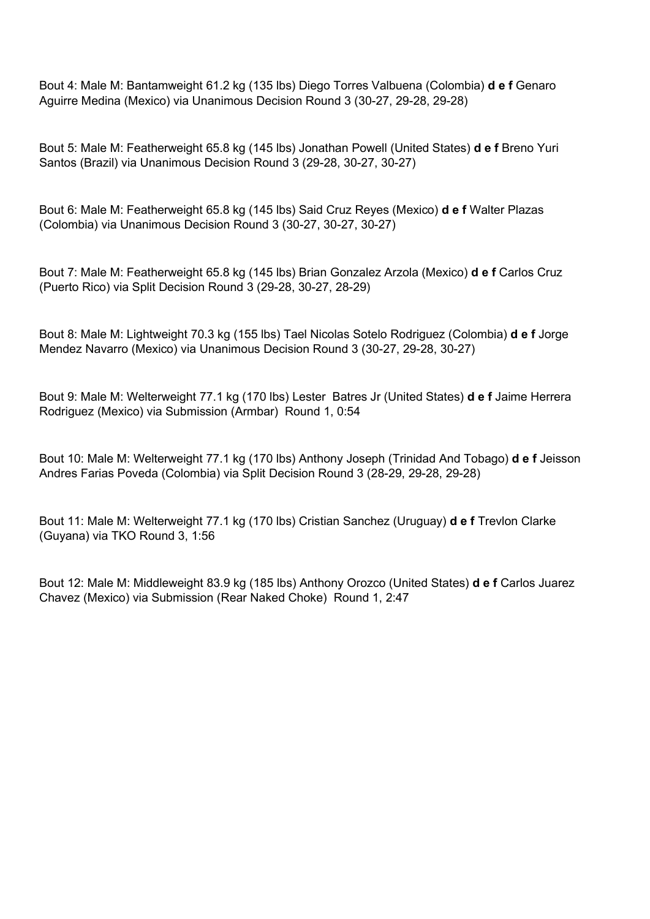Bout 4: Male M: Bantamweight 61.2 kg (135 lbs) Diego Torres Valbuena (Colombia) **d e f** Genaro Aguirre Medina (Mexico) via Unanimous Decision Round 3 (30-27, 29-28, 29-28)

Bout 5: Male M: Featherweight 65.8 kg (145 lbs) Jonathan Powell (United States) **d e f** Breno Yuri Santos (Brazil) via Unanimous Decision Round 3 (29-28, 30-27, 30-27)

Bout 6: Male M: Featherweight 65.8 kg (145 lbs) Said Cruz Reyes (Mexico) **d e f** Walter Plazas (Colombia) via Unanimous Decision Round 3 (30-27, 30-27, 30-27)

Bout 7: Male M: Featherweight 65.8 kg (145 lbs) Brian Gonzalez Arzola (Mexico) **d e f** Carlos Cruz (Puerto Rico) via Split Decision Round 3 (29-28, 30-27, 28-29)

Bout 8: Male M: Lightweight 70.3 kg (155 lbs) Tael Nicolas Sotelo Rodriguez (Colombia) **d e f** Jorge Mendez Navarro (Mexico) via Unanimous Decision Round 3 (30-27, 29-28, 30-27)

Bout 9: Male M: Welterweight 77.1 kg (170 lbs) Lester Batres Jr (United States) **d e f** Jaime Herrera Rodriguez (Mexico) via Submission (Armbar) Round 1, 0:54

Bout 10: Male M: Welterweight 77.1 kg (170 lbs) Anthony Joseph (Trinidad And Tobago) **d e f** Jeisson Andres Farias Poveda (Colombia) via Split Decision Round 3 (28-29, 29-28, 29-28)

Bout 11: Male M: Welterweight 77.1 kg (170 lbs) Cristian Sanchez (Uruguay) **d e f** Trevlon Clarke (Guyana) via TKO Round 3, 1:56

Bout 12: Male M: Middleweight 83.9 kg (185 lbs) Anthony Orozco (United States) **d e f** Carlos Juarez Chavez (Mexico) via Submission (Rear Naked Choke) Round 1, 2:47